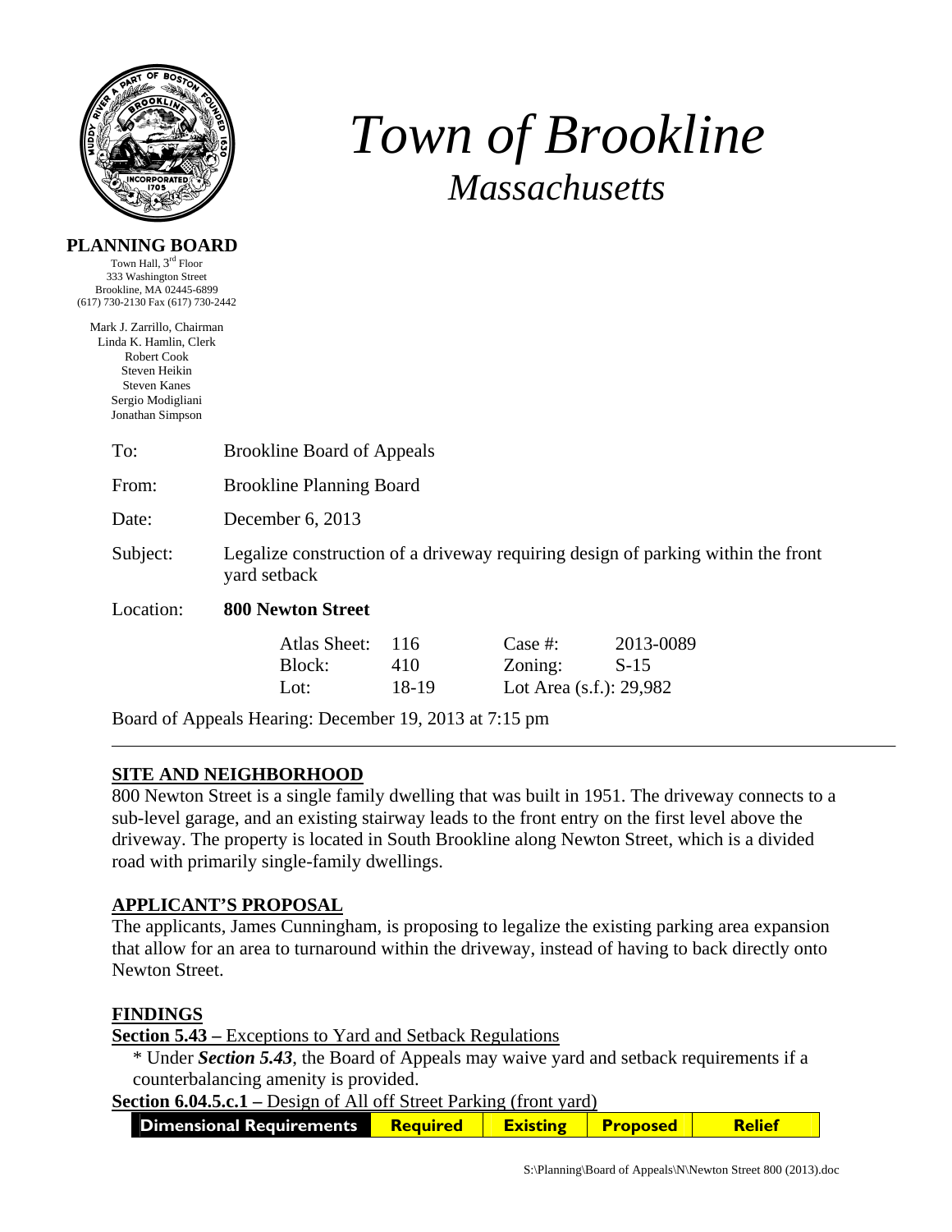# *Town of Brookline*

## *Massachusetts*

**PLANNING BOARD**

Town Hall, 3rd Floor
333 Washington Street
Brookline, MA 02445-6899
(617) 730-2130 Fax (617) 730-2442

Mark J. Zarrillo, Chairman
Linda K. Hamlin, Clerk
Robert Cook
Steven Heikin
Steven Kanes
Sergio Modigliani
Jonathan Simpson

To: Brookline Board of Appeals

From: Brookline Planning Board

Date: December 6, 2013

Subject: Legalize construction of a driveway requiring design of parking within the front yard setback

Location: **800 Newton Street**

| | | | |
|---|---|---|---|
| Atlas Sheet: | 116 | Case #: | 2013-0089 |
| Block: | 410 | Zoning: | S-15 |
| Lot: | 18-19 | Lot Area (s.f.): 29,982 | |

Board of Appeals Hearing: December 19, 2013 at 7:15 pm

---

## SITE AND NEIGHBORHOOD

800 Newton Street is a single family dwelling that was built in 1951. The driveway connects to a sub-level garage, and an existing stairway leads to the front entry on the first level above the driveway. The property is located in South Brookline along Newton Street, which is a divided road with primarily single-family dwellings.

## APPLICANT'S PROPOSAL

The applicants, James Cunningham, is proposing to legalize the existing parking area expansion that allow for an area to turnaround within the driveway, instead of having to back directly onto Newton Street.

## FINDINGS

**Section 5.43 –** Exceptions to Yard and Setback Regulations

\* Under ***Section 5.43***, the Board of Appeals may waive yard and setback requirements if a counterbalancing amenity is provided.

**Section 6.04.5.c.1 –** Design of All off Street Parking (front yard)

| Dimensional Requirements | Required | Existing | Proposed | Relief |
|---|---|---|---|---|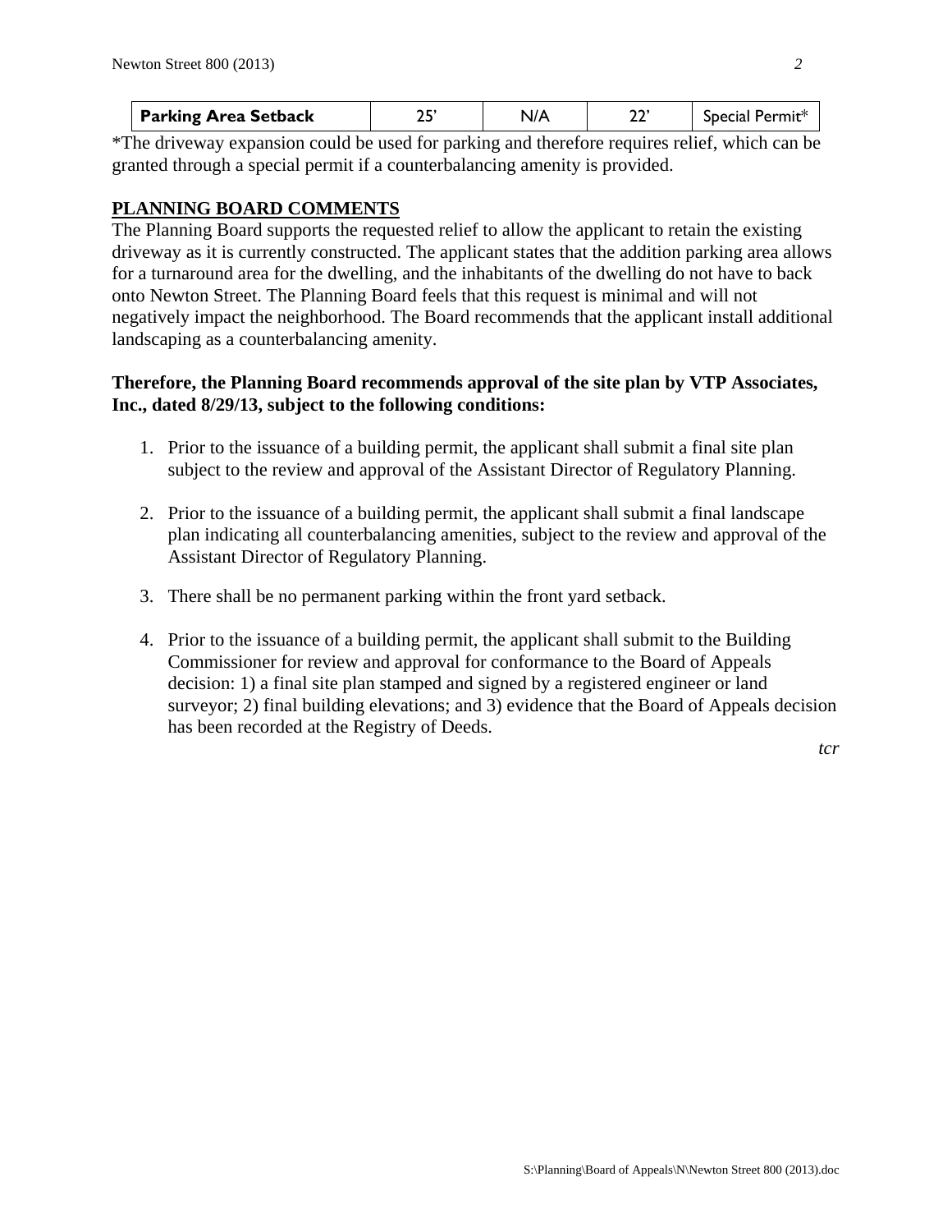| Parking Area Setback | 25' | N/A | 22' | Special Permit* |
|---|---|---|---|---|

*The driveway expansion could be used for parking and therefore requires relief, which can be granted through a special permit if a counterbalancing amenity is provided.

## PLANNING BOARD COMMENTS

The Planning Board supports the requested relief to allow the applicant to retain the existing driveway as it is currently constructed. The applicant states that the addition parking area allows for a turnaround area for the dwelling, and the inhabitants of the dwelling do not have to back onto Newton Street. The Planning Board feels that this request is minimal and will not negatively impact the neighborhood. The Board recommends that the applicant install additional landscaping as a counterbalancing amenity.

**Therefore, the Planning Board recommends approval of the site plan by VTP Associates, Inc., dated 8/29/13, subject to the following conditions:**

1. Prior to the issuance of a building permit, the applicant shall submit a final site plan subject to the review and approval of the Assistant Director of Regulatory Planning.

2. Prior to the issuance of a building permit, the applicant shall submit a final landscape plan indicating all counterbalancing amenities, subject to the review and approval of the Assistant Director of Regulatory Planning.

3. There shall be no permanent parking within the front yard setback.

4. Prior to the issuance of a building permit, the applicant shall submit to the Building Commissioner for review and approval for conformance to the Board of Appeals decision: 1) a final site plan stamped and signed by a registered engineer or land surveyor; 2) final building elevations; and 3) evidence that the Board of Appeals decision has been recorded at the Registry of Deeds.

*tcr*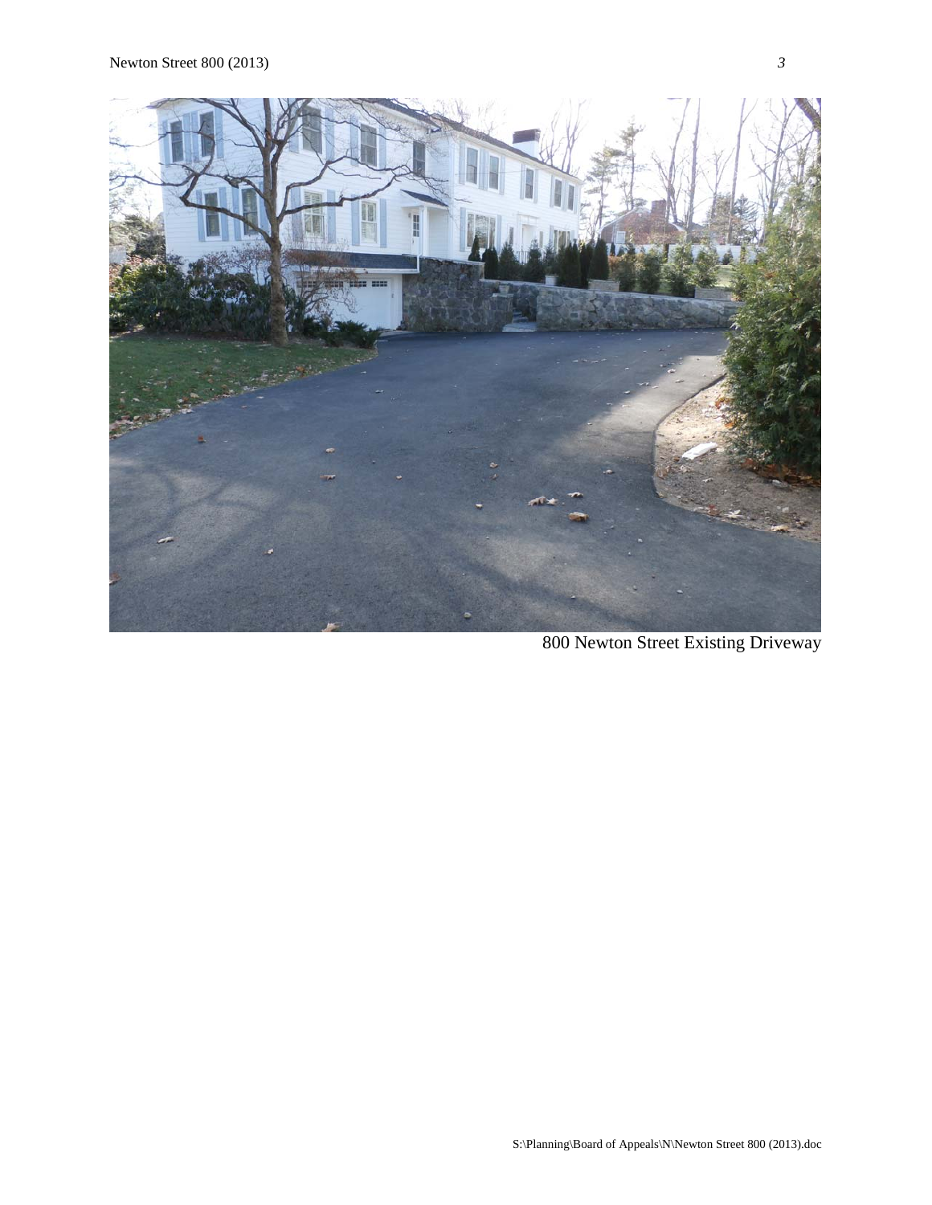800 Newton Street Existing Driveway